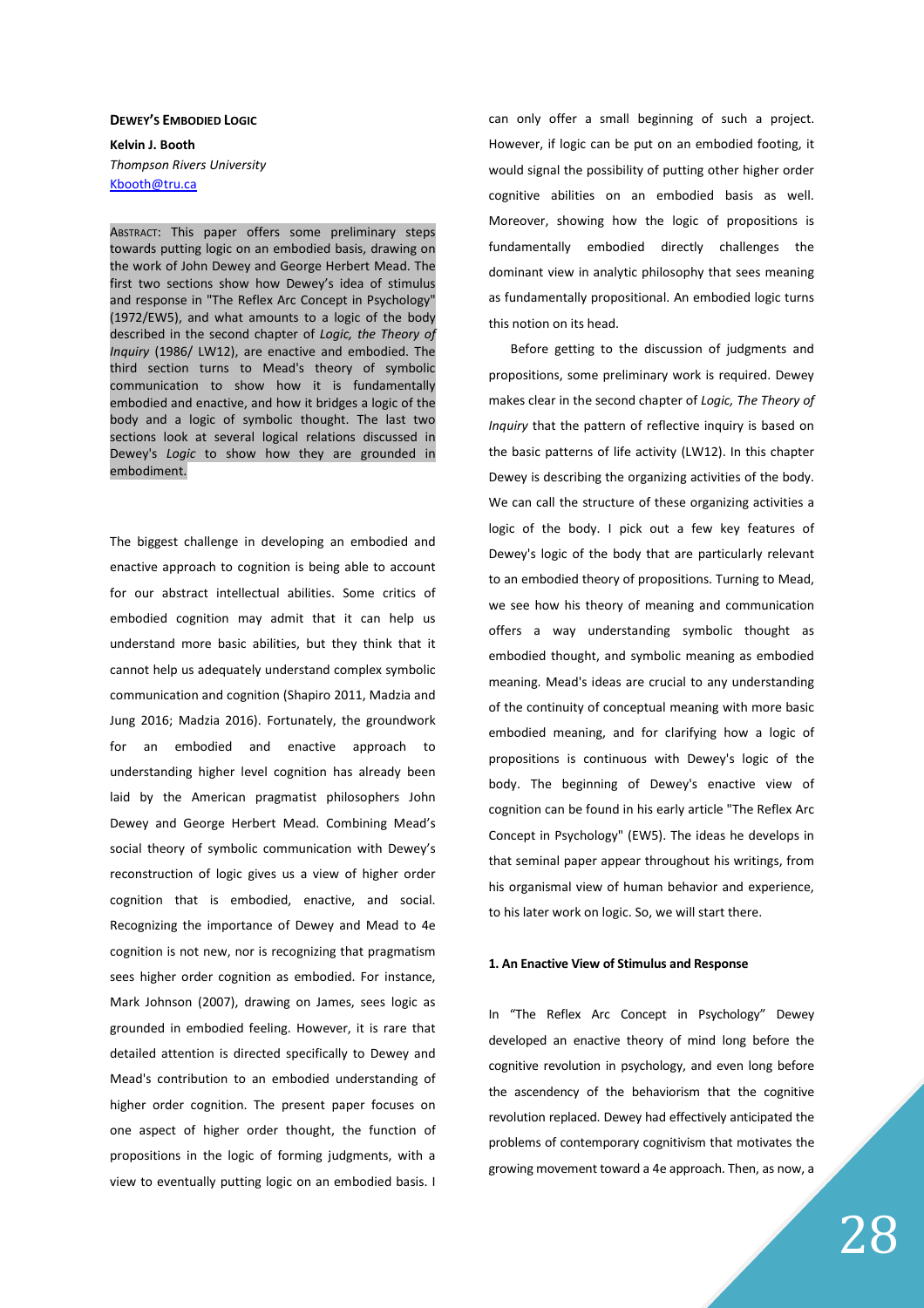# DEWEY'S EMBODIED LOGIC

**Kelvin J. Booth**
*Thompson Rivers University*
Kbooth@tru.ca

ABSTRACT: This paper offers some preliminary steps towards putting logic on an embodied basis, drawing on the work of John Dewey and George Herbert Mead. The first two sections show how Dewey's idea of stimulus and response in "The Reflex Arc Concept in Psychology" (1972/EW5), and what amounts to a logic of the body described in the second chapter of *Logic, the Theory of Inquiry* (1986/ LW12), are enactive and embodied. The third section turns to Mead's theory of symbolic communication to show how it is fundamentally embodied and enactive, and how it bridges a logic of the body and a logic of symbolic thought. The last two sections look at several logical relations discussed in Dewey's *Logic* to show how they are grounded in embodiment.

The biggest challenge in developing an embodied and enactive approach to cognition is being able to account for our abstract intellectual abilities. Some critics of embodied cognition may admit that it can help us understand more basic abilities, but they think that it cannot help us adequately understand complex symbolic communication and cognition (Shapiro 2011, Madzia and Jung 2016; Madzia 2016). Fortunately, the groundwork for an embodied and enactive approach to understanding higher level cognition has already been laid by the American pragmatist philosophers John Dewey and George Herbert Mead. Combining Mead's social theory of symbolic communication with Dewey's reconstruction of logic gives us a view of higher order cognition that is embodied, enactive, and social. Recognizing the importance of Dewey and Mead to 4e cognition is not new, nor is recognizing that pragmatism sees higher order cognition as embodied. For instance, Mark Johnson (2007), drawing on James, sees logic as grounded in embodied feeling. However, it is rare that detailed attention is directed specifically to Dewey and Mead's contribution to an embodied understanding of higher order cognition. The present paper focuses on one aspect of higher order thought, the function of propositions in the logic of forming judgments, with a view to eventually putting logic on an embodied basis. I can only offer a small beginning of such a project. However, if logic can be put on an embodied footing, it would signal the possibility of putting other higher order cognitive abilities on an embodied basis as well. Moreover, showing how the logic of propositions is fundamentally embodied directly challenges the dominant view in analytic philosophy that sees meaning as fundamentally propositional. An embodied logic turns this notion on its head.

Before getting to the discussion of judgments and propositions, some preliminary work is required. Dewey makes clear in the second chapter of *Logic, The Theory of Inquiry* that the pattern of reflective inquiry is based on the basic patterns of life activity (LW12). In this chapter Dewey is describing the organizing activities of the body. We can call the structure of these organizing activities a logic of the body. I pick out a few key features of Dewey's logic of the body that are particularly relevant to an embodied theory of propositions. Turning to Mead, we see how his theory of meaning and communication offers a way understanding symbolic thought as embodied thought, and symbolic meaning as embodied meaning. Mead's ideas are crucial to any understanding of the continuity of conceptual meaning with more basic embodied meaning, and for clarifying how a logic of propositions is continuous with Dewey's logic of the body. The beginning of Dewey's enactive view of cognition can be found in his early article "The Reflex Arc Concept in Psychology" (EW5). The ideas he develops in that seminal paper appear throughout his writings, from his organismal view of human behavior and experience, to his later work on logic. So, we will start there.

## 1. An Enactive View of Stimulus and Response

In "The Reflex Arc Concept in Psychology" Dewey developed an enactive theory of mind long before the cognitive revolution in psychology, and even long before the ascendency of the behaviorism that the cognitive revolution replaced. Dewey had effectively anticipated the problems of contemporary cognitivism that motivates the growing movement toward a 4e approach. Then, as now, a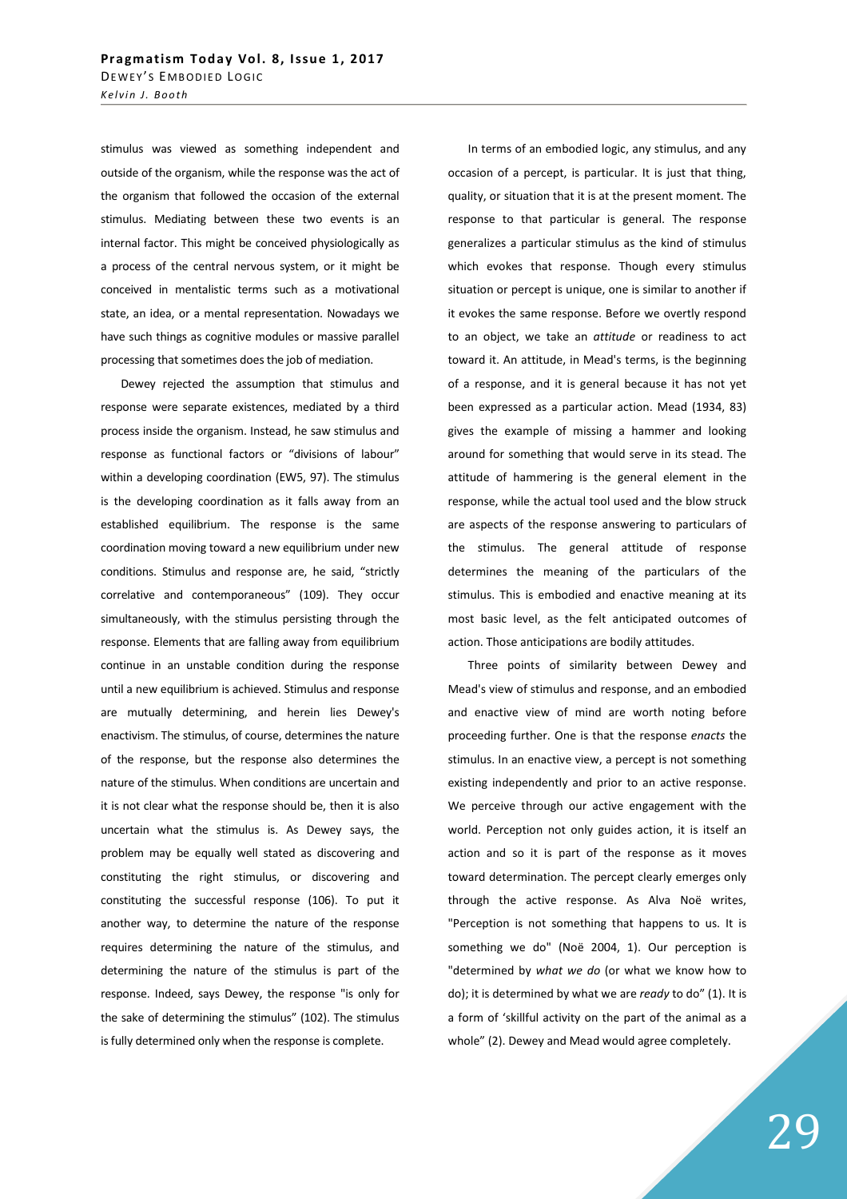stimulus was viewed as something independent and outside of the organism, while the response was the act of the organism that followed the occasion of the external stimulus. Mediating between these two events is an internal factor. This might be conceived physiologically as a process of the central nervous system, or it might be conceived in mentalistic terms such as a motivational state, an idea, or a mental representation. Nowadays we have such things as cognitive modules or massive parallel processing that sometimes does the job of mediation.

Dewey rejected the assumption that stimulus and response were separate existences, mediated by a third process inside the organism. Instead, he saw stimulus and response as functional factors or "divisions of labour" within a developing coordination (EW5, 97). The stimulus is the developing coordination as it falls away from an established equilibrium. The response is the same coordination moving toward a new equilibrium under new conditions. Stimulus and response are, he said, "strictly correlative and contemporaneous" (109). They occur simultaneously, with the stimulus persisting through the response. Elements that are falling away from equilibrium continue in an unstable condition during the response until a new equilibrium is achieved. Stimulus and response are mutually determining, and herein lies Dewey's enactivism. The stimulus, of course, determines the nature of the response, but the response also determines the nature of the stimulus. When conditions are uncertain and it is not clear what the response should be, then it is also uncertain what the stimulus is. As Dewey says, the problem may be equally well stated as discovering and constituting the right stimulus, or discovering and constituting the successful response (106). To put it another way, to determine the nature of the response requires determining the nature of the stimulus, and determining the nature of the stimulus is part of the response. Indeed, says Dewey, the response "is only for the sake of determining the stimulus" (102). The stimulus is fully determined only when the response is complete.

In terms of an embodied logic, any stimulus, and any occasion of a percept, is particular. It is just that thing, quality, or situation that it is at the present moment. The response to that particular is general. The response generalizes a particular stimulus as the kind of stimulus which evokes that response. Though every stimulus situation or percept is unique, one is similar to another if it evokes the same response. Before we overtly respond to an object, we take an *attitude* or readiness to act toward it. An attitude, in Mead's terms, is the beginning of a response, and it is general because it has not yet been expressed as a particular action. Mead (1934, 83) gives the example of missing a hammer and looking around for something that would serve in its stead. The attitude of hammering is the general element in the response, while the actual tool used and the blow struck are aspects of the response answering to particulars of the stimulus. The general attitude of response determines the meaning of the particulars of the stimulus. This is embodied and enactive meaning at its most basic level, as the felt anticipated outcomes of action. Those anticipations are bodily attitudes.

Three points of similarity between Dewey and Mead's view of stimulus and response, and an embodied and enactive view of mind are worth noting before proceeding further. One is that the response *enacts* the stimulus. In an enactive view, a percept is not something existing independently and prior to an active response. We perceive through our active engagement with the world. Perception not only guides action, it is itself an action and so it is part of the response as it moves toward determination. The percept clearly emerges only through the active response. As Alva Noë writes, "Perception is not something that happens to us. It is something we do" (Noë 2004, 1). Our perception is "determined by *what we do* (or what we know how to do); it is determined by what we are *ready* to do" (1). It is a form of 'skillful activity on the part of the animal as a whole" (2). Dewey and Mead would agree completely.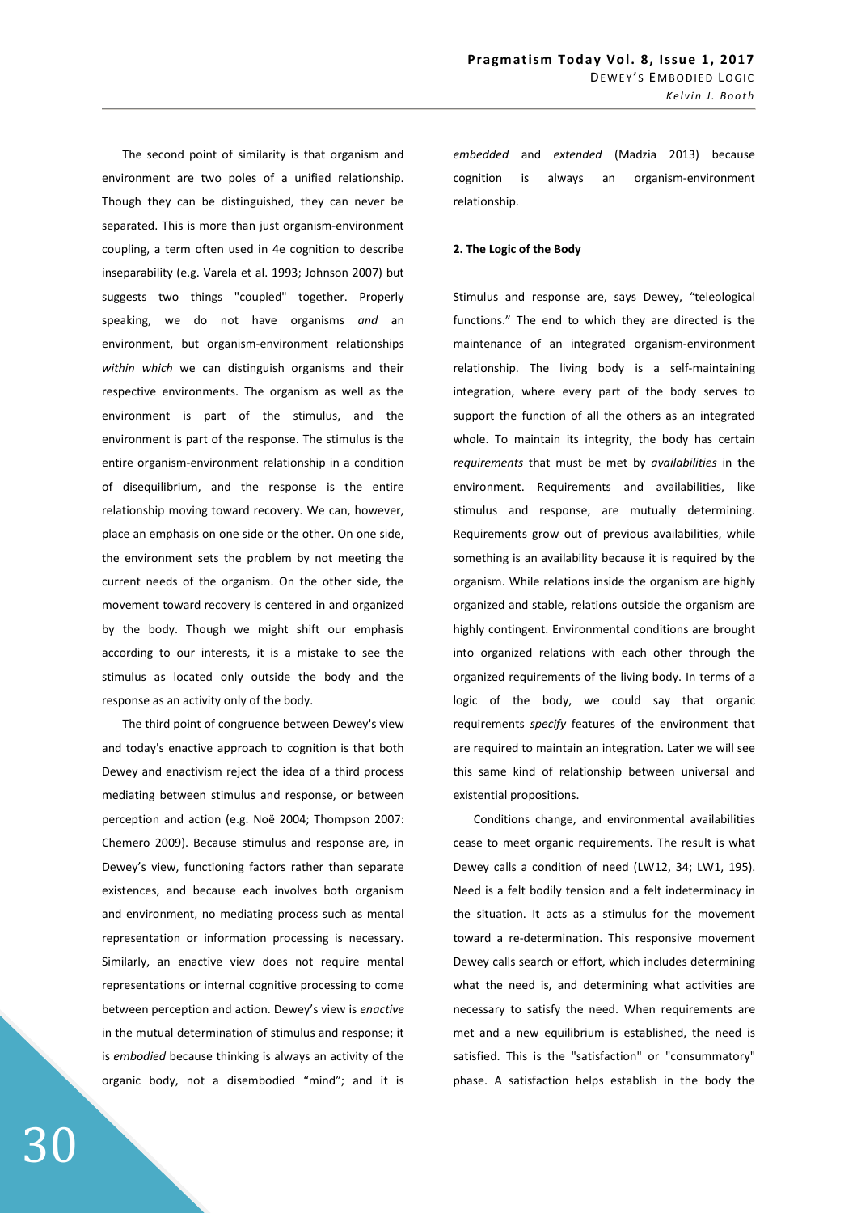The second point of similarity is that organism and environment are two poles of a unified relationship. Though they can be distinguished, they can never be separated. This is more than just organism-environment coupling, a term often used in 4e cognition to describe inseparability (e.g. Varela et al. 1993; Johnson 2007) but suggests two things "coupled" together. Properly speaking, we do not have organisms *and* an environment, but organism-environment relationships *within which* we can distinguish organisms and their respective environments. The organism as well as the environment is part of the stimulus, and the environment is part of the response. The stimulus is the entire organism-environment relationship in a condition of disequilibrium, and the response is the entire relationship moving toward recovery. We can, however, place an emphasis on one side or the other. On one side, the environment sets the problem by not meeting the current needs of the organism. On the other side, the movement toward recovery is centered in and organized by the body. Though we might shift our emphasis according to our interests, it is a mistake to see the stimulus as located only outside the body and the response as an activity only of the body.

The third point of congruence between Dewey's view and today's enactive approach to cognition is that both Dewey and enactivism reject the idea of a third process mediating between stimulus and response, or between perception and action (e.g. Noë 2004; Thompson 2007: Chemero 2009). Because stimulus and response are, in Dewey's view, functioning factors rather than separate existences, and because each involves both organism and environment, no mediating process such as mental representation or information processing is necessary. Similarly, an enactive view does not require mental representations or internal cognitive processing to come between perception and action. Dewey's view is *enactive* in the mutual determination of stimulus and response; it is *embodied* because thinking is always an activity of the organic body, not a disembodied "mind"; and it is *embedded* and *extended* (Madzia 2013) because cognition is always an organism-environment relationship.

## 2. The Logic of the Body

Stimulus and response are, says Dewey, "teleological functions." The end to which they are directed is the maintenance of an integrated organism-environment relationship. The living body is a self-maintaining integration, where every part of the body serves to support the function of all the others as an integrated whole. To maintain its integrity, the body has certain *requirements* that must be met by *availabilities* in the environment. Requirements and availabilities, like stimulus and response, are mutually determining. Requirements grow out of previous availabilities, while something is an availability because it is required by the organism. While relations inside the organism are highly organized and stable, relations outside the organism are highly contingent. Environmental conditions are brought into organized relations with each other through the organized requirements of the living body. In terms of a logic of the body, we could say that organic requirements *specify* features of the environment that are required to maintain an integration. Later we will see this same kind of relationship between universal and existential propositions.

Conditions change, and environmental availabilities cease to meet organic requirements. The result is what Dewey calls a condition of need (LW12, 34; LW1, 195). Need is a felt bodily tension and a felt indeterminacy in the situation. It acts as a stimulus for the movement toward a re-determination. This responsive movement Dewey calls search or effort, which includes determining what the need is, and determining what activities are necessary to satisfy the need. When requirements are met and a new equilibrium is established, the need is satisfied. This is the "satisfaction" or "consummatory" phase. A satisfaction helps establish in the body the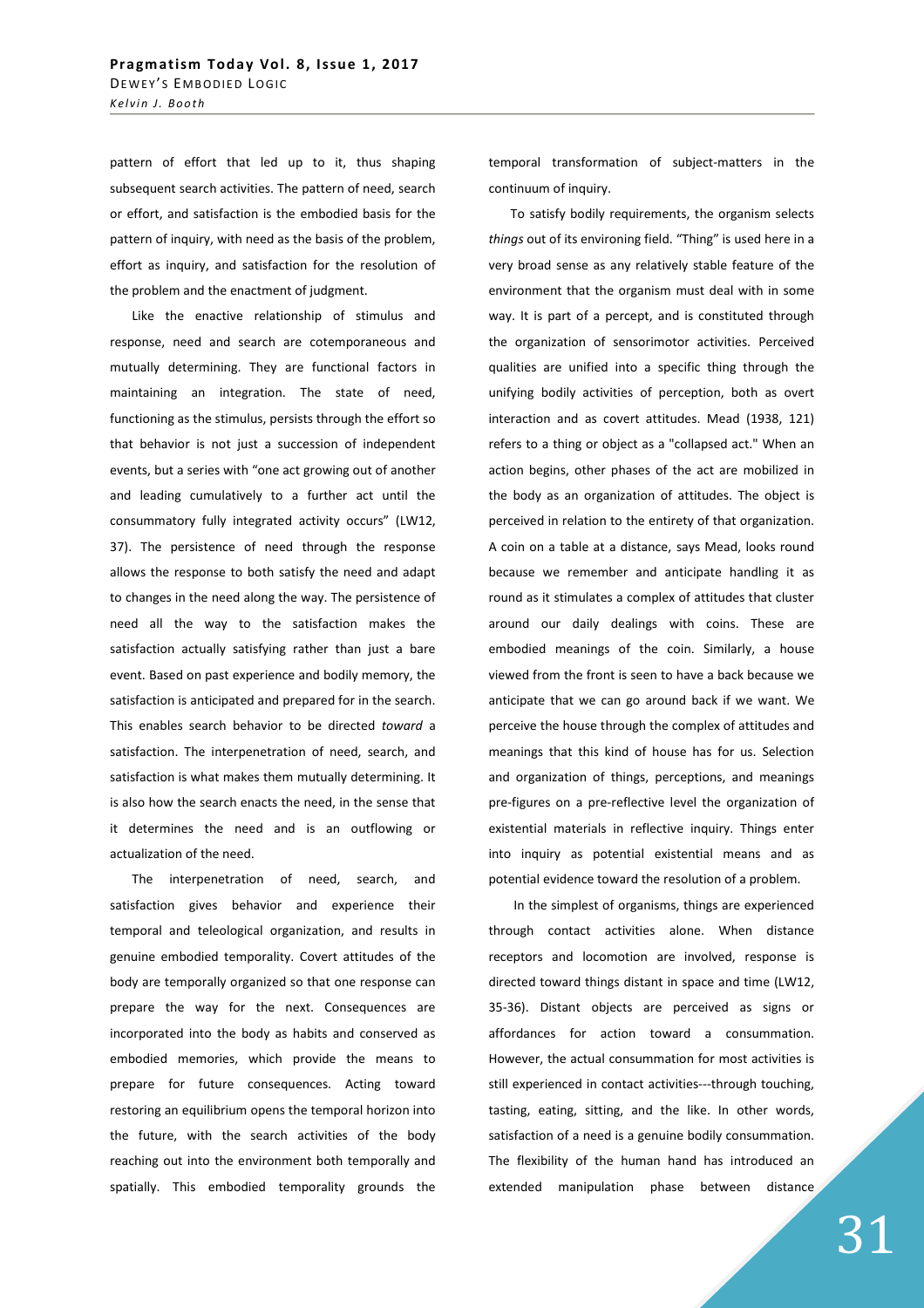pattern of effort that led up to it, thus shaping subsequent search activities. The pattern of need, search or effort, and satisfaction is the embodied basis for the pattern of inquiry, with need as the basis of the problem, effort as inquiry, and satisfaction for the resolution of the problem and the enactment of judgment.

Like the enactive relationship of stimulus and response, need and search are cotemporaneous and mutually determining. They are functional factors in maintaining an integration. The state of need, functioning as the stimulus, persists through the effort so that behavior is not just a succession of independent events, but a series with "one act growing out of another and leading cumulatively to a further act until the consummatory fully integrated activity occurs" (LW12, 37). The persistence of need through the response allows the response to both satisfy the need and adapt to changes in the need along the way. The persistence of need all the way to the satisfaction makes the satisfaction actually satisfying rather than just a bare event. Based on past experience and bodily memory, the satisfaction is anticipated and prepared for in the search. This enables search behavior to be directed *toward* a satisfaction. The interpenetration of need, search, and satisfaction is what makes them mutually determining. It is also how the search enacts the need, in the sense that it determines the need and is an outflowing or actualization of the need.

The interpenetration of need, search, and satisfaction gives behavior and experience their temporal and teleological organization, and results in genuine embodied temporality. Covert attitudes of the body are temporally organized so that one response can prepare the way for the next. Consequences are incorporated into the body as habits and conserved as embodied memories, which provide the means to prepare for future consequences. Acting toward restoring an equilibrium opens the temporal horizon into the future, with the search activities of the body reaching out into the environment both temporally and spatially. This embodied temporality grounds the temporal transformation of subject-matters in the continuum of inquiry.

To satisfy bodily requirements, the organism selects *things* out of its environing field. "Thing" is used here in a very broad sense as any relatively stable feature of the environment that the organism must deal with in some way. It is part of a percept, and is constituted through the organization of sensorimotor activities. Perceived qualities are unified into a specific thing through the unifying bodily activities of perception, both as overt interaction and as covert attitudes. Mead (1938, 121) refers to a thing or object as a "collapsed act." When an action begins, other phases of the act are mobilized in the body as an organization of attitudes. The object is perceived in relation to the entirety of that organization. A coin on a table at a distance, says Mead, looks round because we remember and anticipate handling it as round as it stimulates a complex of attitudes that cluster around our daily dealings with coins. These are embodied meanings of the coin. Similarly, a house viewed from the front is seen to have a back because we anticipate that we can go around back if we want. We perceive the house through the complex of attitudes and meanings that this kind of house has for us. Selection and organization of things, perceptions, and meanings pre-figures on a pre-reflective level the organization of existential materials in reflective inquiry. Things enter into inquiry as potential existential means and as potential evidence toward the resolution of a problem.

In the simplest of organisms, things are experienced through contact activities alone. When distance receptors and locomotion are involved, response is directed toward things distant in space and time (LW12, 35-36). Distant objects are perceived as signs or affordances for action toward a consummation. However, the actual consummation for most activities is still experienced in contact activities---through touching, tasting, eating, sitting, and the like. In other words, satisfaction of a need is a genuine bodily consummation. The flexibility of the human hand has introduced an extended manipulation phase between distance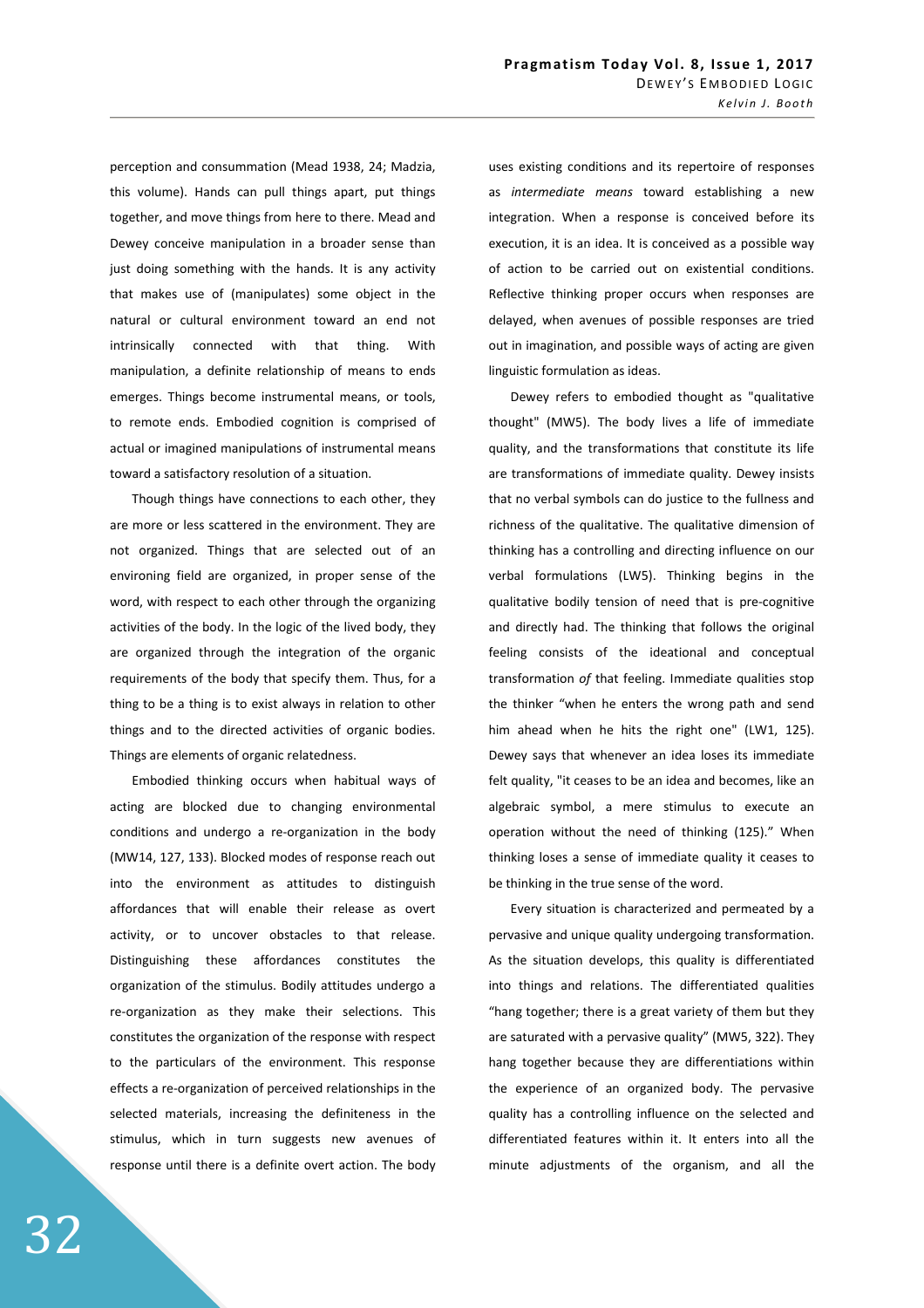perception and consummation (Mead 1938, 24; Madzia, this volume). Hands can pull things apart, put things together, and move things from here to there. Mead and Dewey conceive manipulation in a broader sense than just doing something with the hands. It is any activity that makes use of (manipulates) some object in the natural or cultural environment toward an end not intrinsically connected with that thing. With manipulation, a definite relationship of means to ends emerges. Things become instrumental means, or tools, to remote ends. Embodied cognition is comprised of actual or imagined manipulations of instrumental means toward a satisfactory resolution of a situation.

Though things have connections to each other, they are more or less scattered in the environment. They are not organized. Things that are selected out of an environing field are organized, in proper sense of the word, with respect to each other through the organizing activities of the body. In the logic of the lived body, they are organized through the integration of the organic requirements of the body that specify them. Thus, for a thing to be a thing is to exist always in relation to other things and to the directed activities of organic bodies. Things are elements of organic relatedness.

Embodied thinking occurs when habitual ways of acting are blocked due to changing environmental conditions and undergo a re-organization in the body (MW14, 127, 133). Blocked modes of response reach out into the environment as attitudes to distinguish affordances that will enable their release as overt activity, or to uncover obstacles to that release. Distinguishing these affordances constitutes the organization of the stimulus. Bodily attitudes undergo a re-organization as they make their selections. This constitutes the organization of the response with respect to the particulars of the environment. This response effects a re-organization of perceived relationships in the selected materials, increasing the definiteness in the stimulus, which in turn suggests new avenues of response until there is a definite overt action. The body uses existing conditions and its repertoire of responses as *intermediate means* toward establishing a new integration. When a response is conceived before its execution, it is an idea. It is conceived as a possible way of action to be carried out on existential conditions. Reflective thinking proper occurs when responses are delayed, when avenues of possible responses are tried out in imagination, and possible ways of acting are given linguistic formulation as ideas.

Dewey refers to embodied thought as "qualitative thought" (MW5). The body lives a life of immediate quality, and the transformations that constitute its life are transformations of immediate quality. Dewey insists that no verbal symbols can do justice to the fullness and richness of the qualitative. The qualitative dimension of thinking has a controlling and directing influence on our verbal formulations (LW5). Thinking begins in the qualitative bodily tension of need that is pre-cognitive and directly had. The thinking that follows the original feeling consists of the ideational and conceptual transformation *of* that feeling. Immediate qualities stop the thinker "when he enters the wrong path and send him ahead when he hits the right one" (LW1, 125). Dewey says that whenever an idea loses its immediate felt quality, "it ceases to be an idea and becomes, like an algebraic symbol, a mere stimulus to execute an operation without the need of thinking (125)." When thinking loses a sense of immediate quality it ceases to be thinking in the true sense of the word.

Every situation is characterized and permeated by a pervasive and unique quality undergoing transformation. As the situation develops, this quality is differentiated into things and relations. The differentiated qualities "hang together; there is a great variety of them but they are saturated with a pervasive quality" (MW5, 322). They hang together because they are differentiations within the experience of an organized body. The pervasive quality has a controlling influence on the selected and differentiated features within it. It enters into all the minute adjustments of the organism, and all the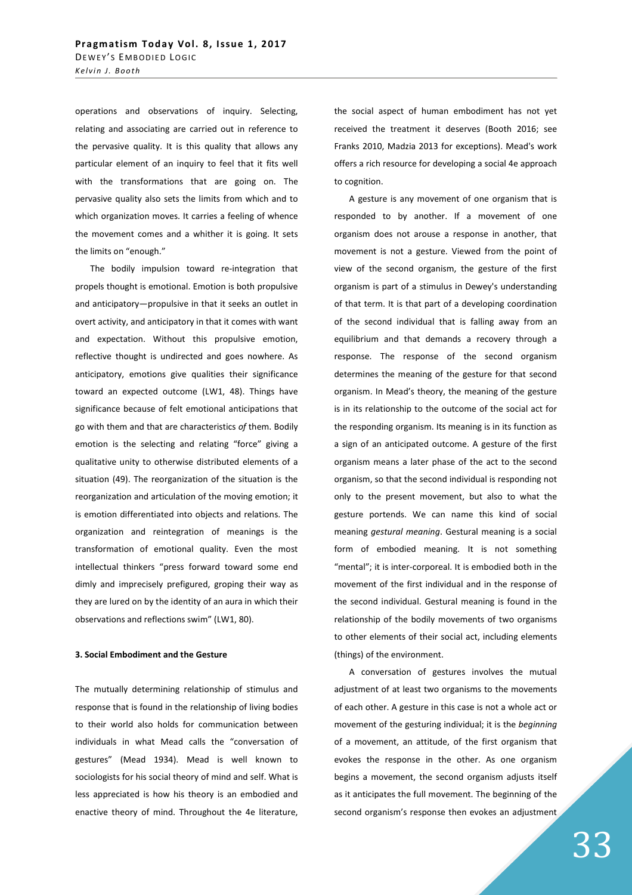operations and observations of inquiry. Selecting, relating and associating are carried out in reference to the pervasive quality. It is this quality that allows any particular element of an inquiry to feel that it fits well with the transformations that are going on. The pervasive quality also sets the limits from which and to which organization moves. It carries a feeling of whence the movement comes and a whither it is going. It sets the limits on "enough."

The bodily impulsion toward re-integration that propels thought is emotional. Emotion is both propulsive and anticipatory—propulsive in that it seeks an outlet in overt activity, and anticipatory in that it comes with want and expectation. Without this propulsive emotion, reflective thought is undirected and goes nowhere. As anticipatory, emotions give qualities their significance toward an expected outcome (LW1, 48). Things have significance because of felt emotional anticipations that go with them and that are characteristics *of* them. Bodily emotion is the selecting and relating "force" giving a qualitative unity to otherwise distributed elements of a situation (49). The reorganization of the situation is the reorganization and articulation of the moving emotion; it is emotion differentiated into objects and relations. The organization and reintegration of meanings is the transformation of emotional quality. Even the most intellectual thinkers "press forward toward some end dimly and imprecisely prefigured, groping their way as they are lured on by the identity of an aura in which their observations and reflections swim" (LW1, 80).

### 3. Social Embodiment and the Gesture

The mutually determining relationship of stimulus and response that is found in the relationship of living bodies to their world also holds for communication between individuals in what Mead calls the "conversation of gestures" (Mead 1934). Mead is well known to sociologists for his social theory of mind and self. What is less appreciated is how his theory is an embodied and enactive theory of mind. Throughout the 4e literature, the social aspect of human embodiment has not yet received the treatment it deserves (Booth 2016; see Franks 2010, Madzia 2013 for exceptions). Mead's work offers a rich resource for developing a social 4e approach to cognition.

A gesture is any movement of one organism that is responded to by another. If a movement of one organism does not arouse a response in another, that movement is not a gesture. Viewed from the point of view of the second organism, the gesture of the first organism is part of a stimulus in Dewey's understanding of that term. It is that part of a developing coordination of the second individual that is falling away from an equilibrium and that demands a recovery through a response. The response of the second organism determines the meaning of the gesture for that second organism. In Mead's theory, the meaning of the gesture is in its relationship to the outcome of the social act for the responding organism. Its meaning is in its function as a sign of an anticipated outcome. A gesture of the first organism means a later phase of the act to the second organism, so that the second individual is responding not only to the present movement, but also to what the gesture portends. We can name this kind of social meaning *gestural meaning*. Gestural meaning is a social form of embodied meaning. It is not something "mental"; it is inter-corporeal. It is embodied both in the movement of the first individual and in the response of the second individual. Gestural meaning is found in the relationship of the bodily movements of two organisms to other elements of their social act, including elements (things) of the environment.

A conversation of gestures involves the mutual adjustment of at least two organisms to the movements of each other. A gesture in this case is not a whole act or movement of the gesturing individual; it is the *beginning* of a movement, an attitude, of the first organism that evokes the response in the other. As one organism begins a movement, the second organism adjusts itself as it anticipates the full movement. The beginning of the second organism's response then evokes an adjustment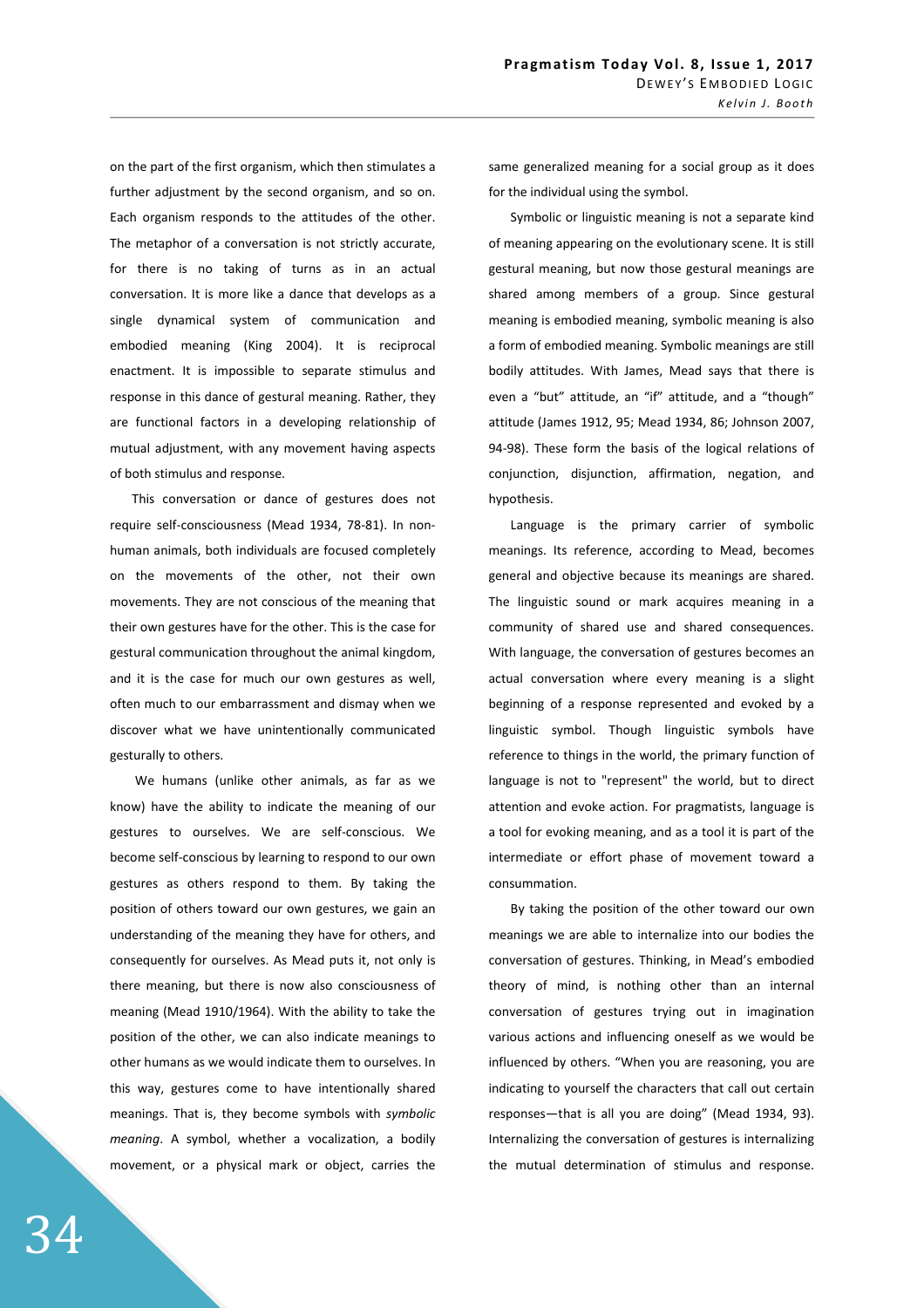on the part of the first organism, which then stimulates a further adjustment by the second organism, and so on. Each organism responds to the attitudes of the other. The metaphor of a conversation is not strictly accurate, for there is no taking of turns as in an actual conversation. It is more like a dance that develops as a single dynamical system of communication and embodied meaning (King 2004). It is reciprocal enactment. It is impossible to separate stimulus and response in this dance of gestural meaning. Rather, they are functional factors in a developing relationship of mutual adjustment, with any movement having aspects of both stimulus and response.

This conversation or dance of gestures does not require self-consciousness (Mead 1934, 78-81). In non-human animals, both individuals are focused completely on the movements of the other, not their own movements. They are not conscious of the meaning that their own gestures have for the other. This is the case for gestural communication throughout the animal kingdom, and it is the case for much our own gestures as well, often much to our embarrassment and dismay when we discover what we have unintentionally communicated gesturally to others.

We humans (unlike other animals, as far as we know) have the ability to indicate the meaning of our gestures to ourselves. We are self-conscious. We become self-conscious by learning to respond to our own gestures as others respond to them. By taking the position of others toward our own gestures, we gain an understanding of the meaning they have for others, and consequently for ourselves. As Mead puts it, not only is there meaning, but there is now also consciousness of meaning (Mead 1910/1964). With the ability to take the position of the other, we can also indicate meanings to other humans as we would indicate them to ourselves. In this way, gestures come to have intentionally shared meanings. That is, they become symbols with *symbolic meaning*. A symbol, whether a vocalization, a bodily movement, or a physical mark or object, carries the same generalized meaning for a social group as it does for the individual using the symbol.

Symbolic or linguistic meaning is not a separate kind of meaning appearing on the evolutionary scene. It is still gestural meaning, but now those gestural meanings are shared among members of a group. Since gestural meaning is embodied meaning, symbolic meaning is also a form of embodied meaning. Symbolic meanings are still bodily attitudes. With James, Mead says that there is even a "but" attitude, an "if" attitude, and a "though" attitude (James 1912, 95; Mead 1934, 86; Johnson 2007, 94-98). These form the basis of the logical relations of conjunction, disjunction, affirmation, negation, and hypothesis.

Language is the primary carrier of symbolic meanings. Its reference, according to Mead, becomes general and objective because its meanings are shared. The linguistic sound or mark acquires meaning in a community of shared use and shared consequences. With language, the conversation of gestures becomes an actual conversation where every meaning is a slight beginning of a response represented and evoked by a linguistic symbol. Though linguistic symbols have reference to things in the world, the primary function of language is not to "represent" the world, but to direct attention and evoke action. For pragmatists, language is a tool for evoking meaning, and as a tool it is part of the intermediate or effort phase of movement toward a consummation.

By taking the position of the other toward our own meanings we are able to internalize into our bodies the conversation of gestures. Thinking, in Mead's embodied theory of mind, is nothing other than an internal conversation of gestures trying out in imagination various actions and influencing oneself as we would be influenced by others. "When you are reasoning, you are indicating to yourself the characters that call out certain responses—that is all you are doing" (Mead 1934, 93). Internalizing the conversation of gestures is internalizing the mutual determination of stimulus and response.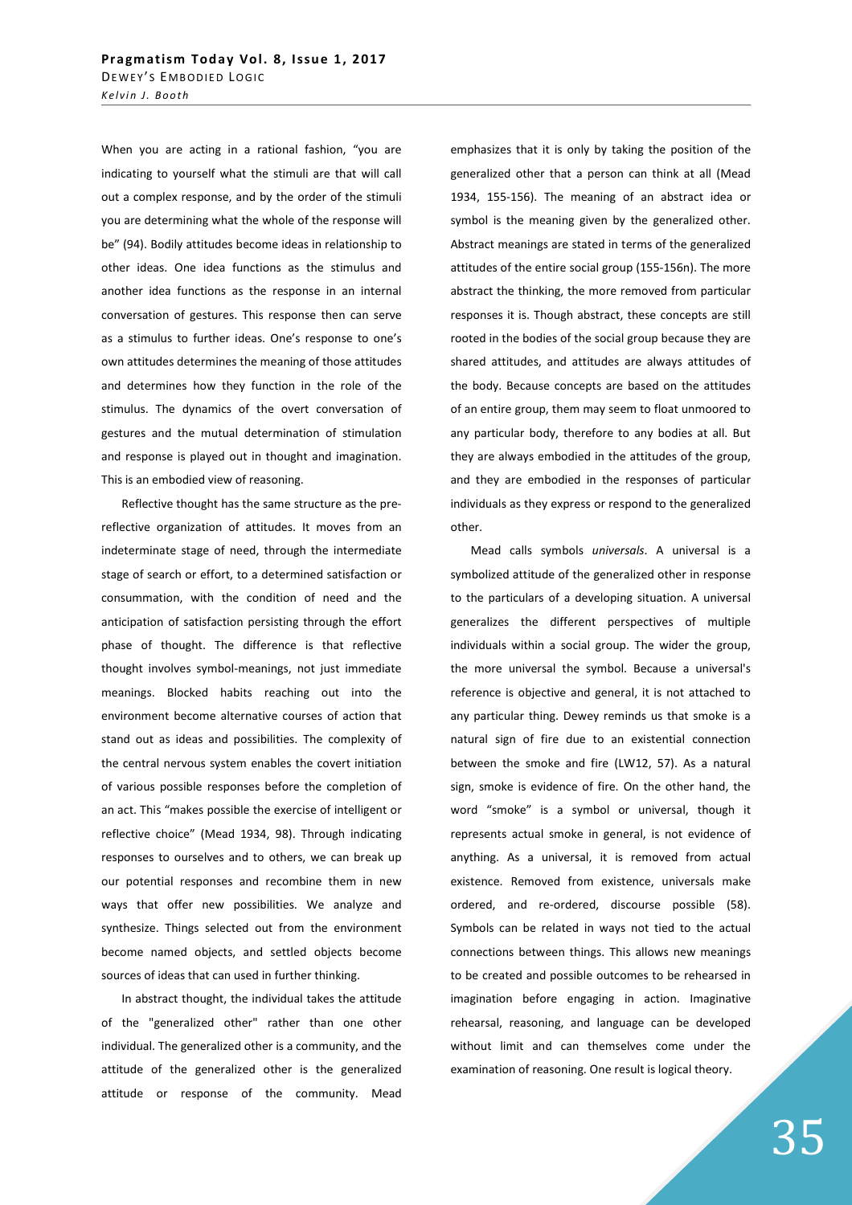When you are acting in a rational fashion, "you are indicating to yourself what the stimuli are that will call out a complex response, and by the order of the stimuli you are determining what the whole of the response will be" (94). Bodily attitudes become ideas in relationship to other ideas. One idea functions as the stimulus and another idea functions as the response in an internal conversation of gestures. This response then can serve as a stimulus to further ideas. One's response to one's own attitudes determines the meaning of those attitudes and determines how they function in the role of the stimulus. The dynamics of the overt conversation of gestures and the mutual determination of stimulation and response is played out in thought and imagination. This is an embodied view of reasoning.

Reflective thought has the same structure as the pre-reflective organization of attitudes. It moves from an indeterminate stage of need, through the intermediate stage of search or effort, to a determined satisfaction or consummation, with the condition of need and the anticipation of satisfaction persisting through the effort phase of thought. The difference is that reflective thought involves symbol-meanings, not just immediate meanings. Blocked habits reaching out into the environment become alternative courses of action that stand out as ideas and possibilities. The complexity of the central nervous system enables the covert initiation of various possible responses before the completion of an act. This "makes possible the exercise of intelligent or reflective choice" (Mead 1934, 98). Through indicating responses to ourselves and to others, we can break up our potential responses and recombine them in new ways that offer new possibilities. We analyze and synthesize. Things selected out from the environment become named objects, and settled objects become sources of ideas that can used in further thinking.

In abstract thought, the individual takes the attitude of the "generalized other" rather than one other individual. The generalized other is a community, and the attitude of the generalized other is the generalized attitude or response of the community. Mead emphasizes that it is only by taking the position of the generalized other that a person can think at all (Mead 1934, 155-156). The meaning of an abstract idea or symbol is the meaning given by the generalized other. Abstract meanings are stated in terms of the generalized attitudes of the entire social group (155-156n). The more abstract the thinking, the more removed from particular responses it is. Though abstract, these concepts are still rooted in the bodies of the social group because they are shared attitudes, and attitudes are always attitudes of the body. Because concepts are based on the attitudes of an entire group, them may seem to float unmoored to any particular body, therefore to any bodies at all. But they are always embodied in the attitudes of the group, and they are embodied in the responses of particular individuals as they express or respond to the generalized other.

Mead calls symbols *universals*. A universal is a symbolized attitude of the generalized other in response to the particulars of a developing situation. A universal generalizes the different perspectives of multiple individuals within a social group. The wider the group, the more universal the symbol. Because a universal's reference is objective and general, it is not attached to any particular thing. Dewey reminds us that smoke is a natural sign of fire due to an existential connection between the smoke and fire (LW12, 57). As a natural sign, smoke is evidence of fire. On the other hand, the word "smoke" is a symbol or universal, though it represents actual smoke in general, is not evidence of anything. As a universal, it is removed from actual existence. Removed from existence, universals make ordered, and re-ordered, discourse possible (58). Symbols can be related in ways not tied to the actual connections between things. This allows new meanings to be created and possible outcomes to be rehearsed in imagination before engaging in action. Imaginative rehearsal, reasoning, and language can be developed without limit and can themselves come under the examination of reasoning. One result is logical theory.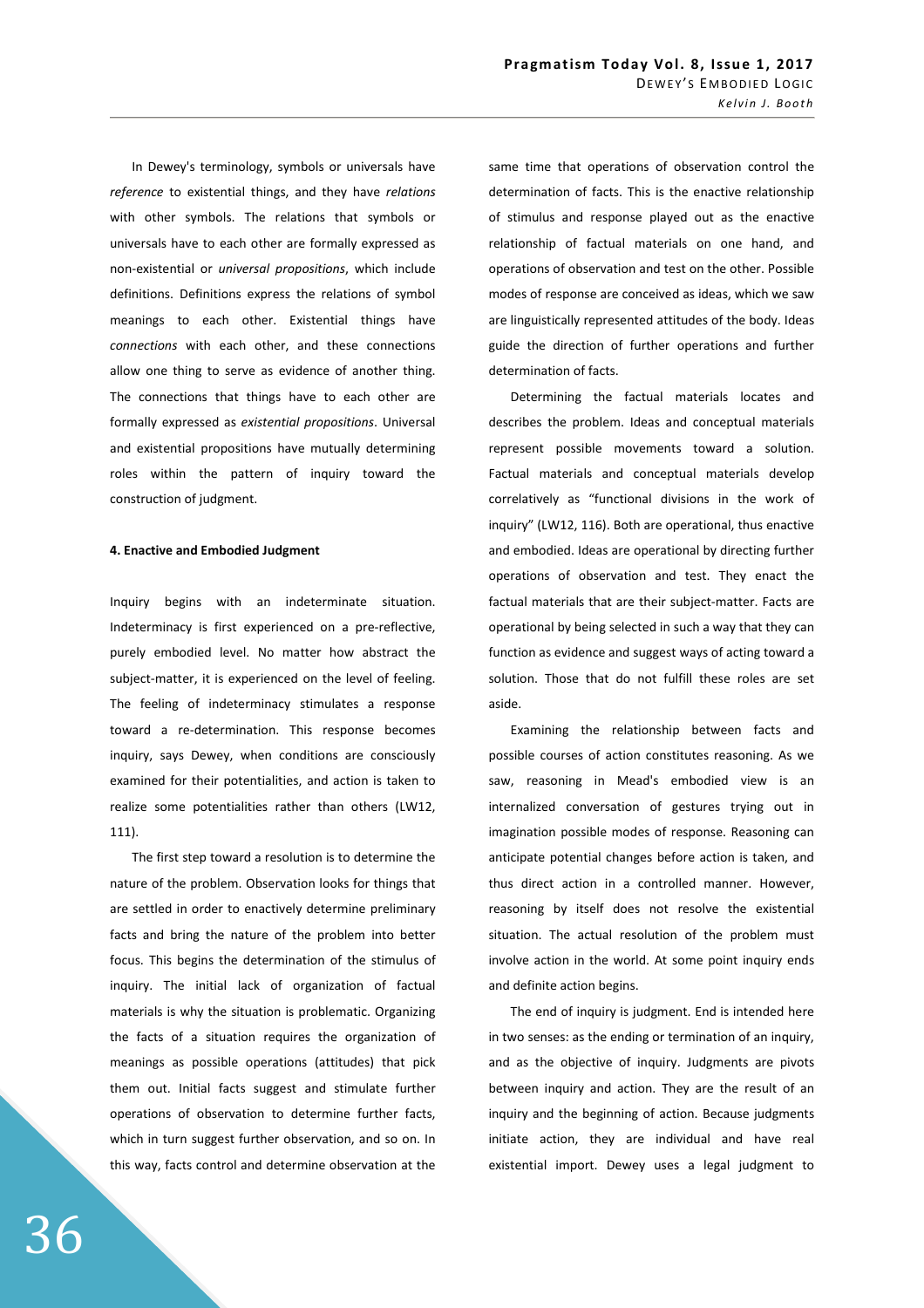In Dewey's terminology, symbols or universals have *reference* to existential things, and they have *relations* with other symbols. The relations that symbols or universals have to each other are formally expressed as non-existential or *universal propositions*, which include definitions. Definitions express the relations of symbol meanings to each other. Existential things have *connections* with each other, and these connections allow one thing to serve as evidence of another thing. The connections that things have to each other are formally expressed as *existential propositions*. Universal and existential propositions have mutually determining roles within the pattern of inquiry toward the construction of judgment.

#### 4. Enactive and Embodied Judgment

Inquiry begins with an indeterminate situation. Indeterminacy is first experienced on a pre-reflective, purely embodied level. No matter how abstract the subject-matter, it is experienced on the level of feeling. The feeling of indeterminacy stimulates a response toward a re-determination. This response becomes inquiry, says Dewey, when conditions are consciously examined for their potentialities, and action is taken to realize some potentialities rather than others (LW12, 111).

The first step toward a resolution is to determine the nature of the problem. Observation looks for things that are settled in order to enactively determine preliminary facts and bring the nature of the problem into better focus. This begins the determination of the stimulus of inquiry. The initial lack of organization of factual materials is why the situation is problematic. Organizing the facts of a situation requires the organization of meanings as possible operations (attitudes) that pick them out. Initial facts suggest and stimulate further operations of observation to determine further facts, which in turn suggest further observation, and so on. In this way, facts control and determine observation at the same time that operations of observation control the determination of facts. This is the enactive relationship of stimulus and response played out as the enactive relationship of factual materials on one hand, and operations of observation and test on the other. Possible modes of response are conceived as ideas, which we saw are linguistically represented attitudes of the body. Ideas guide the direction of further operations and further determination of facts.

Determining the factual materials locates and describes the problem. Ideas and conceptual materials represent possible movements toward a solution. Factual materials and conceptual materials develop correlatively as "functional divisions in the work of inquiry" (LW12, 116). Both are operational, thus enactive and embodied. Ideas are operational by directing further operations of observation and test. They enact the factual materials that are their subject-matter. Facts are operational by being selected in such a way that they can function as evidence and suggest ways of acting toward a solution. Those that do not fulfill these roles are set aside.

Examining the relationship between facts and possible courses of action constitutes reasoning. As we saw, reasoning in Mead's embodied view is an internalized conversation of gestures trying out in imagination possible modes of response. Reasoning can anticipate potential changes before action is taken, and thus direct action in a controlled manner. However, reasoning by itself does not resolve the existential situation. The actual resolution of the problem must involve action in the world. At some point inquiry ends and definite action begins.

The end of inquiry is judgment. End is intended here in two senses: as the ending or termination of an inquiry, and as the objective of inquiry. Judgments are pivots between inquiry and action. They are the result of an inquiry and the beginning of action. Because judgments initiate action, they are individual and have real existential import. Dewey uses a legal judgment to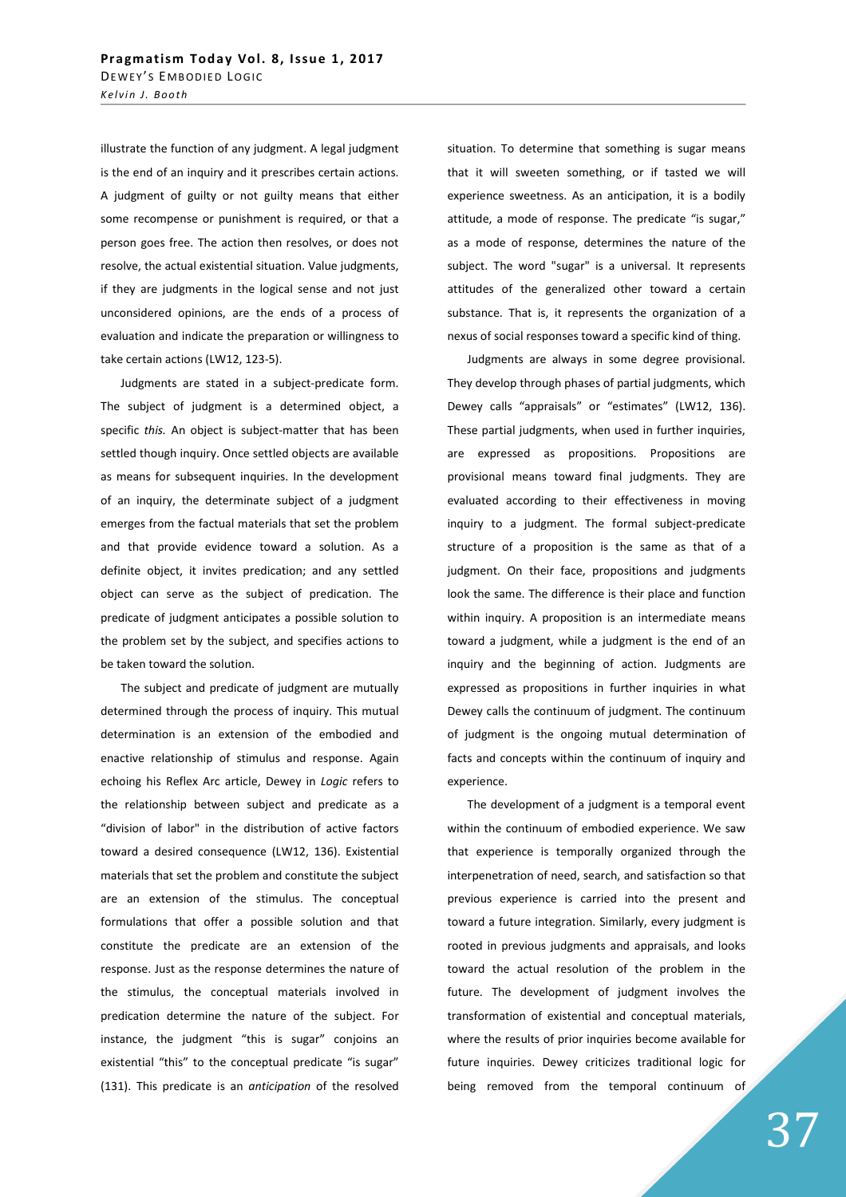illustrate the function of any judgment. A legal judgment is the end of an inquiry and it prescribes certain actions. A judgment of guilty or not guilty means that either some recompense or punishment is required, or that a person goes free. The action then resolves, or does not resolve, the actual existential situation. Value judgments, if they are judgments in the logical sense and not just unconsidered opinions, are the ends of a process of evaluation and indicate the preparation or willingness to take certain actions (LW12, 123-5).

Judgments are stated in a subject-predicate form. The subject of judgment is a determined object, a specific *this.* An object is subject-matter that has been settled though inquiry. Once settled objects are available as means for subsequent inquiries. In the development of an inquiry, the determinate subject of a judgment emerges from the factual materials that set the problem and that provide evidence toward a solution. As a definite object, it invites predication; and any settled object can serve as the subject of predication. The predicate of judgment anticipates a possible solution to the problem set by the subject, and specifies actions to be taken toward the solution.

The subject and predicate of judgment are mutually determined through the process of inquiry. This mutual determination is an extension of the embodied and enactive relationship of stimulus and response. Again echoing his Reflex Arc article, Dewey in *Logic* refers to the relationship between subject and predicate as a "division of labor" in the distribution of active factors toward a desired consequence (LW12, 136). Existential materials that set the problem and constitute the subject are an extension of the stimulus. The conceptual formulations that offer a possible solution and that constitute the predicate are an extension of the response. Just as the response determines the nature of the stimulus, the conceptual materials involved in predication determine the nature of the subject. For instance, the judgment "this is sugar" conjoins an existential "this" to the conceptual predicate "is sugar" (131). This predicate is an *anticipation* of the resolved situation. To determine that something is sugar means that it will sweeten something, or if tasted we will experience sweetness. As an anticipation, it is a bodily attitude, a mode of response. The predicate "is sugar," as a mode of response, determines the nature of the subject. The word "sugar" is a universal. It represents attitudes of the generalized other toward a certain substance. That is, it represents the organization of a nexus of social responses toward a specific kind of thing.

Judgments are always in some degree provisional. They develop through phases of partial judgments, which Dewey calls "appraisals" or "estimates" (LW12, 136). These partial judgments, when used in further inquiries, are expressed as propositions. Propositions are provisional means toward final judgments. They are evaluated according to their effectiveness in moving inquiry to a judgment. The formal subject-predicate structure of a proposition is the same as that of a judgment. On their face, propositions and judgments look the same. The difference is their place and function within inquiry. A proposition is an intermediate means toward a judgment, while a judgment is the end of an inquiry and the beginning of action. Judgments are expressed as propositions in further inquiries in what Dewey calls the continuum of judgment. The continuum of judgment is the ongoing mutual determination of facts and concepts within the continuum of inquiry and experience.

The development of a judgment is a temporal event within the continuum of embodied experience. We saw that experience is temporally organized through the interpenetration of need, search, and satisfaction so that previous experience is carried into the present and toward a future integration. Similarly, every judgment is rooted in previous judgments and appraisals, and looks toward the actual resolution of the problem in the future. The development of judgment involves the transformation of existential and conceptual materials, where the results of prior inquiries become available for future inquiries. Dewey criticizes traditional logic for being removed from the temporal continuum of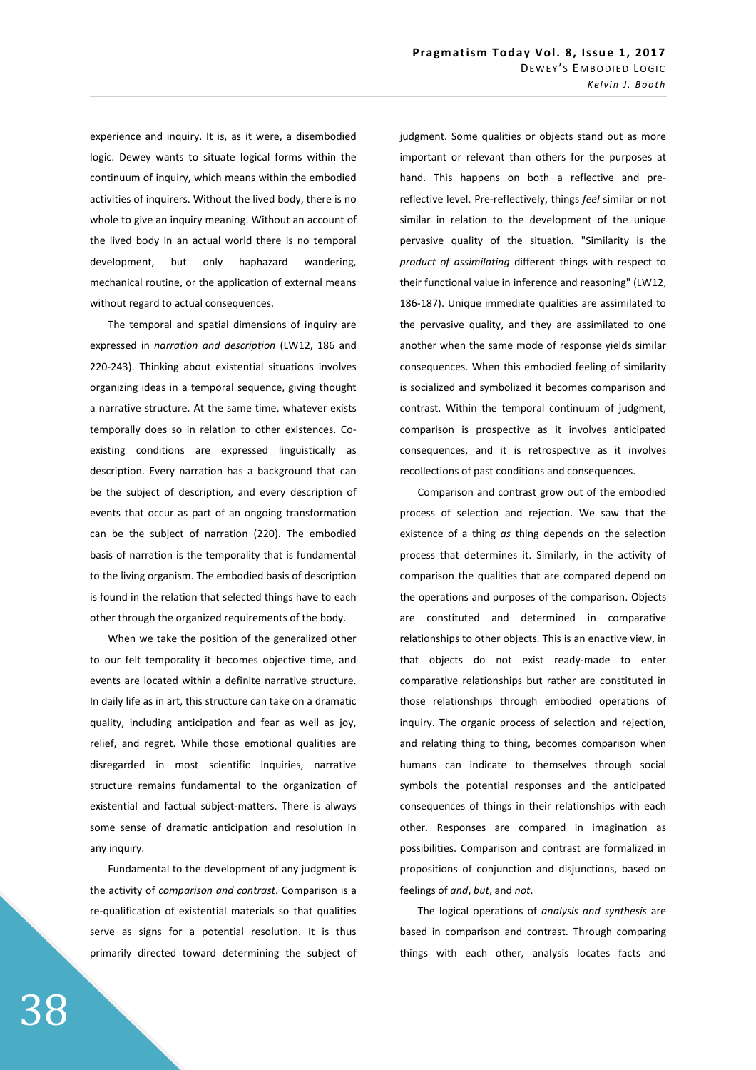experience and inquiry. It is, as it were, a disembodied logic. Dewey wants to situate logical forms within the continuum of inquiry, which means within the embodied activities of inquirers. Without the lived body, there is no whole to give an inquiry meaning. Without an account of the lived body in an actual world there is no temporal development, but only haphazard wandering, mechanical routine, or the application of external means without regard to actual consequences.

The temporal and spatial dimensions of inquiry are expressed in *narration and description* (LW12, 186 and 220-243). Thinking about existential situations involves organizing ideas in a temporal sequence, giving thought a narrative structure. At the same time, whatever exists temporally does so in relation to other existences. Co-existing conditions are expressed linguistically as description. Every narration has a background that can be the subject of description, and every description of events that occur as part of an ongoing transformation can be the subject of narration (220). The embodied basis of narration is the temporality that is fundamental to the living organism. The embodied basis of description is found in the relation that selected things have to each other through the organized requirements of the body.

When we take the position of the generalized other to our felt temporality it becomes objective time, and events are located within a definite narrative structure. In daily life as in art, this structure can take on a dramatic quality, including anticipation and fear as well as joy, relief, and regret. While those emotional qualities are disregarded in most scientific inquiries, narrative structure remains fundamental to the organization of existential and factual subject-matters. There is always some sense of dramatic anticipation and resolution in any inquiry.

Fundamental to the development of any judgment is the activity of *comparison and contrast*. Comparison is a re-qualification of existential materials so that qualities serve as signs for a potential resolution. It is thus primarily directed toward determining the subject of judgment. Some qualities or objects stand out as more important or relevant than others for the purposes at hand. This happens on both a reflective and pre-reflective level. Pre-reflectively, things *feel* similar or not similar in relation to the development of the unique pervasive quality of the situation. "Similarity is the *product of assimilating* different things with respect to their functional value in inference and reasoning" (LW12, 186-187). Unique immediate qualities are assimilated to the pervasive quality, and they are assimilated to one another when the same mode of response yields similar consequences. When this embodied feeling of similarity is socialized and symbolized it becomes comparison and contrast. Within the temporal continuum of judgment, comparison is prospective as it involves anticipated consequences, and it is retrospective as it involves recollections of past conditions and consequences.

Comparison and contrast grow out of the embodied process of selection and rejection. We saw that the existence of a thing *as* thing depends on the selection process that determines it. Similarly, in the activity of comparison the qualities that are compared depend on the operations and purposes of the comparison. Objects are constituted and determined in comparative relationships to other objects. This is an enactive view, in that objects do not exist ready-made to enter comparative relationships but rather are constituted in those relationships through embodied operations of inquiry. The organic process of selection and rejection, and relating thing to thing, becomes comparison when humans can indicate to themselves through social symbols the potential responses and the anticipated consequences of things in their relationships with each other. Responses are compared in imagination as possibilities. Comparison and contrast are formalized in propositions of conjunction and disjunctions, based on feelings of *and*, *but*, and *not*.

The logical operations of *analysis and synthesis* are based in comparison and contrast. Through comparing things with each other, analysis locates facts and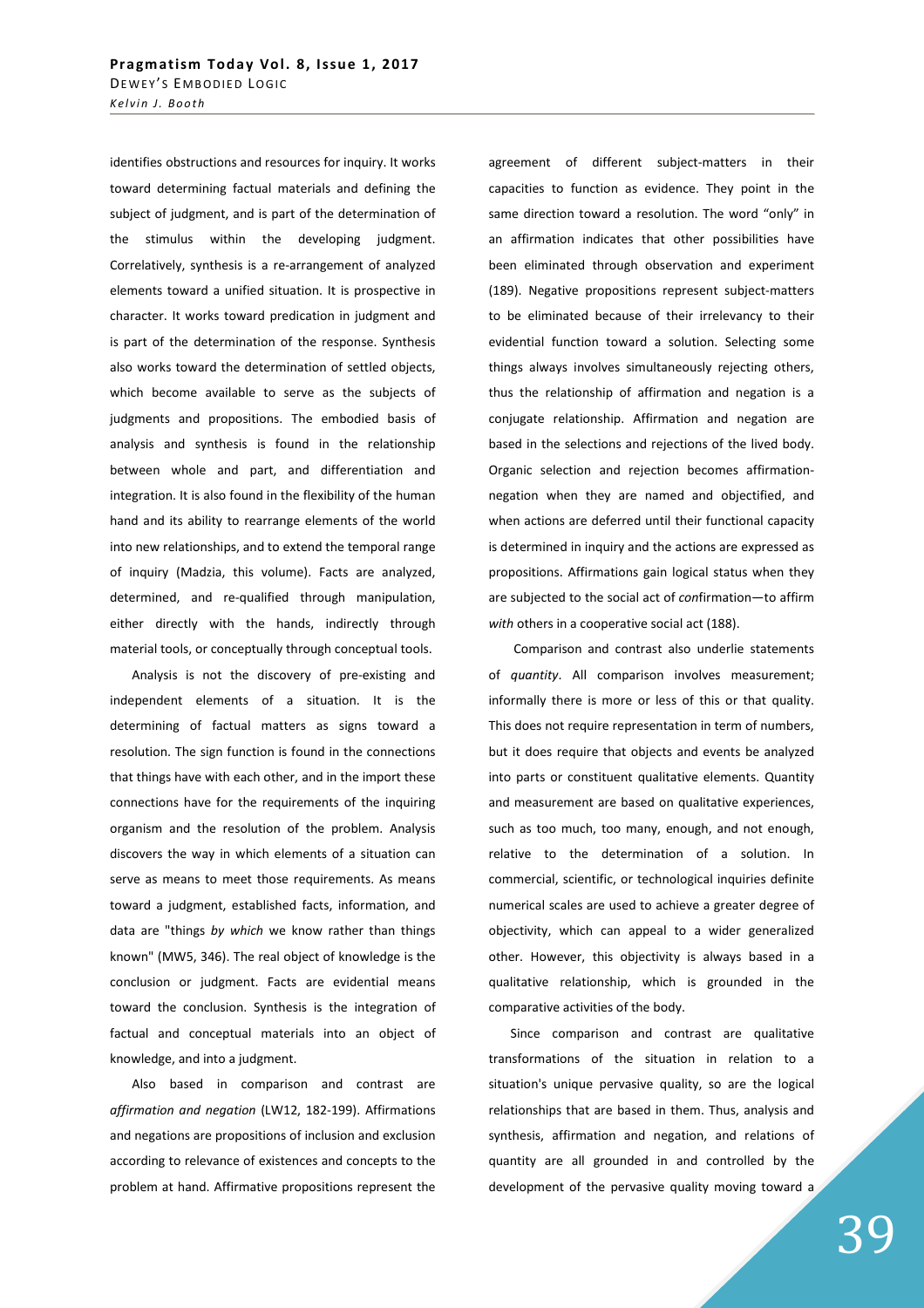identifies obstructions and resources for inquiry. It works toward determining factual materials and defining the subject of judgment, and is part of the determination of the stimulus within the developing judgment. Correlatively, synthesis is a re-arrangement of analyzed elements toward a unified situation. It is prospective in character. It works toward predication in judgment and is part of the determination of the response. Synthesis also works toward the determination of settled objects, which become available to serve as the subjects of judgments and propositions. The embodied basis of analysis and synthesis is found in the relationship between whole and part, and differentiation and integration. It is also found in the flexibility of the human hand and its ability to rearrange elements of the world into new relationships, and to extend the temporal range of inquiry (Madzia, this volume). Facts are analyzed, determined, and re-qualified through manipulation, either directly with the hands, indirectly through material tools, or conceptually through conceptual tools.

Analysis is not the discovery of pre-existing and independent elements of a situation. It is the determining of factual matters as signs toward a resolution. The sign function is found in the connections that things have with each other, and in the import these connections have for the requirements of the inquiring organism and the resolution of the problem. Analysis discovers the way in which elements of a situation can serve as means to meet those requirements. As means toward a judgment, established facts, information, and data are "things *by which* we know rather than things known" (MW5, 346). The real object of knowledge is the conclusion or judgment. Facts are evidential means toward the conclusion. Synthesis is the integration of factual and conceptual materials into an object of knowledge, and into a judgment.

Also based in comparison and contrast are *affirmation and negation* (LW12, 182-199). Affirmations and negations are propositions of inclusion and exclusion according to relevance of existences and concepts to the problem at hand. Affirmative propositions represent the agreement of different subject-matters in their capacities to function as evidence. They point in the same direction toward a resolution. The word "only" in an affirmation indicates that other possibilities have been eliminated through observation and experiment (189). Negative propositions represent subject-matters to be eliminated because of their irrelevancy to their evidential function toward a solution. Selecting some things always involves simultaneously rejecting others, thus the relationship of affirmation and negation is a conjugate relationship. Affirmation and negation are based in the selections and rejections of the lived body. Organic selection and rejection becomes affirmation-negation when they are named and objectified, and when actions are deferred until their functional capacity is determined in inquiry and the actions are expressed as propositions. Affirmations gain logical status when they are subjected to the social act of *con*firmation—to affirm *with* others in a cooperative social act (188).

Comparison and contrast also underlie statements of *quantity*. All comparison involves measurement; informally there is more or less of this or that quality. This does not require representation in term of numbers, but it does require that objects and events be analyzed into parts or constituent qualitative elements. Quantity and measurement are based on qualitative experiences, such as too much, too many, enough, and not enough, relative to the determination of a solution. In commercial, scientific, or technological inquiries definite numerical scales are used to achieve a greater degree of objectivity, which can appeal to a wider generalized other. However, this objectivity is always based in a qualitative relationship, which is grounded in the comparative activities of the body.

Since comparison and contrast are qualitative transformations of the situation in relation to a situation's unique pervasive quality, so are the logical relationships that are based in them. Thus, analysis and synthesis, affirmation and negation, and relations of quantity are all grounded in and controlled by the development of the pervasive quality moving toward a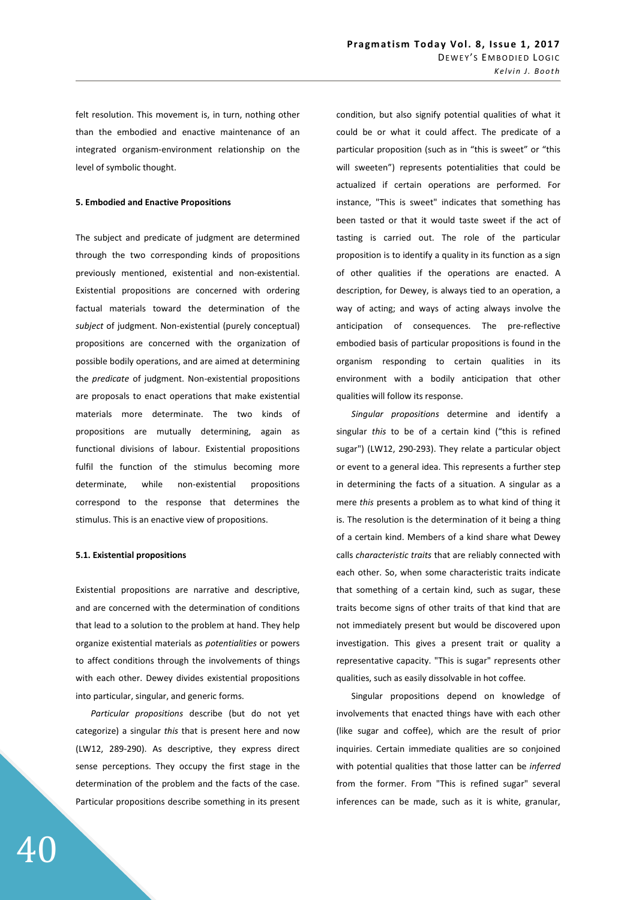felt resolution. This movement is, in turn, nothing other than the embodied and enactive maintenance of an integrated organism-environment relationship on the level of symbolic thought.

### 5. Embodied and Enactive Propositions

The subject and predicate of judgment are determined through the two corresponding kinds of propositions previously mentioned, existential and non-existential. Existential propositions are concerned with ordering factual materials toward the determination of the *subject* of judgment. Non-existential (purely conceptual) propositions are concerned with the organization of possible bodily operations, and are aimed at determining the *predicate* of judgment. Non-existential propositions are proposals to enact operations that make existential materials more determinate. The two kinds of propositions are mutually determining, again as functional divisions of labour. Existential propositions fulfil the function of the stimulus becoming more determinate, while non-existential propositions correspond to the response that determines the stimulus. This is an enactive view of propositions.

#### 5.1. Existential propositions

Existential propositions are narrative and descriptive, and are concerned with the determination of conditions that lead to a solution to the problem at hand. They help organize existential materials as *potentialities* or powers to affect conditions through the involvements of things with each other. Dewey divides existential propositions into particular, singular, and generic forms.

*Particular propositions* describe (but do not yet categorize) a singular *this* that is present here and now (LW12, 289-290). As descriptive, they express direct sense perceptions. They occupy the first stage in the determination of the problem and the facts of the case. Particular propositions describe something in its present condition, but also signify potential qualities of what it could be or what it could affect. The predicate of a particular proposition (such as in "this is sweet" or "this will sweeten") represents potentialities that could be actualized if certain operations are performed. For instance, "This is sweet" indicates that something has been tasted or that it would taste sweet if the act of tasting is carried out. The role of the particular proposition is to identify a quality in its function as a sign of other qualities if the operations are enacted. A description, for Dewey, is always tied to an operation, a way of acting; and ways of acting always involve the anticipation of consequences. The pre-reflective embodied basis of particular propositions is found in the organism responding to certain qualities in its environment with a bodily anticipation that other qualities will follow its response.

*Singular propositions* determine and identify a singular *this* to be of a certain kind ("this is refined sugar") (LW12, 290-293). They relate a particular object or event to a general idea. This represents a further step in determining the facts of a situation. A singular as a mere *this* presents a problem as to what kind of thing it is. The resolution is the determination of it being a thing of a certain kind. Members of a kind share what Dewey calls *characteristic traits* that are reliably connected with each other. So, when some characteristic traits indicate that something of a certain kind, such as sugar, these traits become signs of other traits of that kind that are not immediately present but would be discovered upon investigation. This gives a present trait or quality a representative capacity. "This is sugar" represents other qualities, such as easily dissolvable in hot coffee.

Singular propositions depend on knowledge of involvements that enacted things have with each other (like sugar and coffee), which are the result of prior inquiries. Certain immediate qualities are so conjoined with potential qualities that those latter can be *inferred* from the former. From "This is refined sugar" several inferences can be made, such as it is white, granular,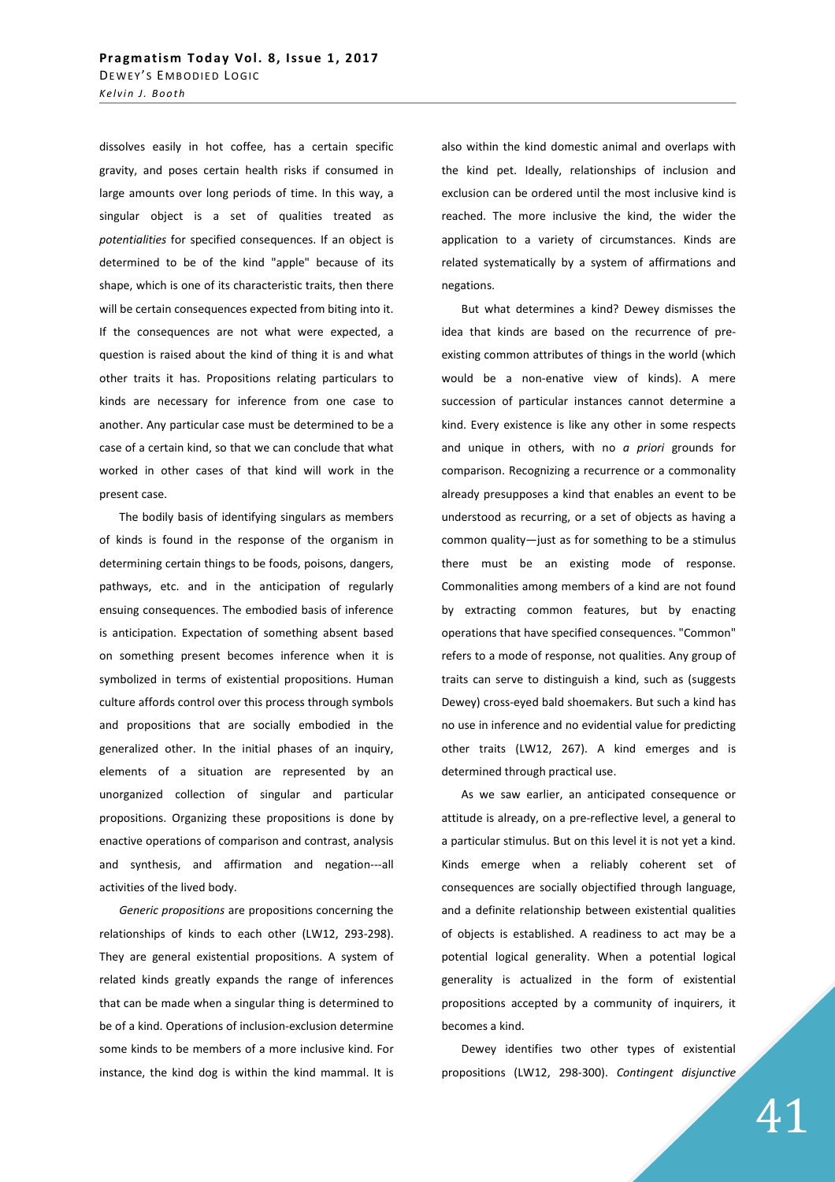dissolves easily in hot coffee, has a certain specific gravity, and poses certain health risks if consumed in large amounts over long periods of time. In this way, a singular object is a set of qualities treated as *potentialities* for specified consequences. If an object is determined to be of the kind "apple" because of its shape, which is one of its characteristic traits, then there will be certain consequences expected from biting into it. If the consequences are not what were expected, a question is raised about the kind of thing it is and what other traits it has. Propositions relating particulars to kinds are necessary for inference from one case to another. Any particular case must be determined to be a case of a certain kind, so that we can conclude that what worked in other cases of that kind will work in the present case.

The bodily basis of identifying singulars as members of kinds is found in the response of the organism in determining certain things to be foods, poisons, dangers, pathways, etc. and in the anticipation of regularly ensuing consequences. The embodied basis of inference is anticipation. Expectation of something absent based on something present becomes inference when it is symbolized in terms of existential propositions. Human culture affords control over this process through symbols and propositions that are socially embodied in the generalized other. In the initial phases of an inquiry, elements of a situation are represented by an unorganized collection of singular and particular propositions. Organizing these propositions is done by enactive operations of comparison and contrast, analysis and synthesis, and affirmation and negation---all activities of the lived body.

*Generic propositions* are propositions concerning the relationships of kinds to each other (LW12, 293-298). They are general existential propositions. A system of related kinds greatly expands the range of inferences that can be made when a singular thing is determined to be of a kind. Operations of inclusion-exclusion determine some kinds to be members of a more inclusive kind. For instance, the kind dog is within the kind mammal. It is also within the kind domestic animal and overlaps with the kind pet. Ideally, relationships of inclusion and exclusion can be ordered until the most inclusive kind is reached. The more inclusive the kind, the wider the application to a variety of circumstances. Kinds are related systematically by a system of affirmations and negations.

But what determines a kind? Dewey dismisses the idea that kinds are based on the recurrence of pre-existing common attributes of things in the world (which would be a non-enative view of kinds). A mere succession of particular instances cannot determine a kind. Every existence is like any other in some respects and unique in others, with no *a priori* grounds for comparison. Recognizing a recurrence or a commonality already presupposes a kind that enables an event to be understood as recurring, or a set of objects as having a common quality—just as for something to be a stimulus there must be an existing mode of response. Commonalities among members of a kind are not found by extracting common features, but by enacting operations that have specified consequences. "Common" refers to a mode of response, not qualities. Any group of traits can serve to distinguish a kind, such as (suggests Dewey) cross-eyed bald shoemakers. But such a kind has no use in inference and no evidential value for predicting other traits (LW12, 267). A kind emerges and is determined through practical use.

As we saw earlier, an anticipated consequence or attitude is already, on a pre-reflective level, a general to a particular stimulus. But on this level it is not yet a kind. Kinds emerge when a reliably coherent set of consequences are socially objectified through language, and a definite relationship between existential qualities of objects is established. A readiness to act may be a potential logical generality. When a potential logical generality is actualized in the form of existential propositions accepted by a community of inquirers, it becomes a kind.

Dewey identifies two other types of existential propositions (LW12, 298-300). *Contingent disjunctive*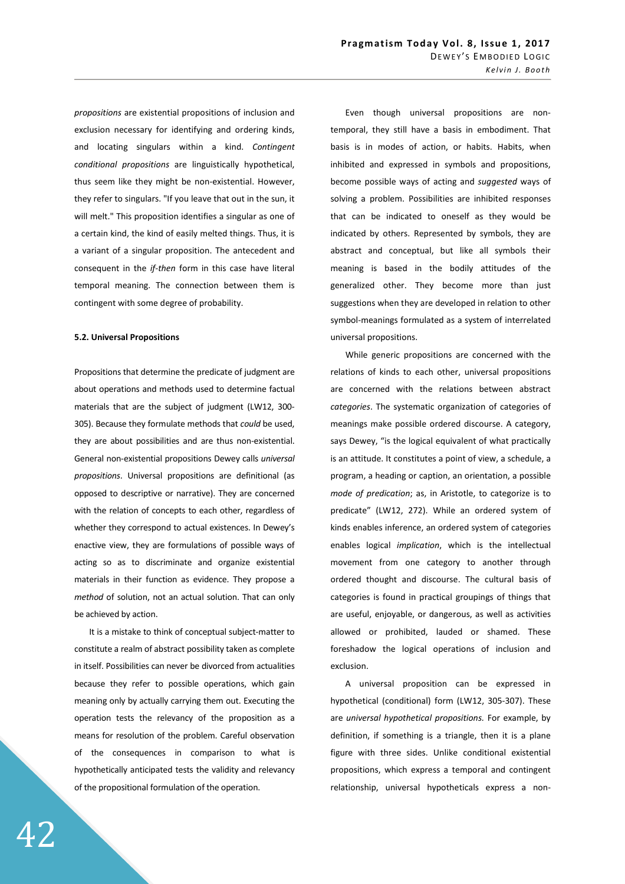*propositions* are existential propositions of inclusion and exclusion necessary for identifying and ordering kinds, and locating singulars within a kind. *Contingent conditional propositions* are linguistically hypothetical, thus seem like they might be non-existential. However, they refer to singulars. "If you leave that out in the sun, it will melt." This proposition identifies a singular as one of a certain kind, the kind of easily melted things. Thus, it is a variant of a singular proposition. The antecedent and consequent in the *if-then* form in this case have literal temporal meaning. The connection between them is contingent with some degree of probability.

### 5.2. Universal Propositions

Propositions that determine the predicate of judgment are about operations and methods used to determine factual materials that are the subject of judgment (LW12, 300-305). Because they formulate methods that *could* be used, they are about possibilities and are thus non-existential. General non-existential propositions Dewey calls *universal propositions*. Universal propositions are definitional (as opposed to descriptive or narrative). They are concerned with the relation of concepts to each other, regardless of whether they correspond to actual existences. In Dewey's enactive view, they are formulations of possible ways of acting so as to discriminate and organize existential materials in their function as evidence. They propose a *method* of solution, not an actual solution. That can only be achieved by action.

It is a mistake to think of conceptual subject-matter to constitute a realm of abstract possibility taken as complete in itself. Possibilities can never be divorced from actualities because they refer to possible operations, which gain meaning only by actually carrying them out. Executing the operation tests the relevancy of the proposition as a means for resolution of the problem. Careful observation of the consequences in comparison to what is hypothetically anticipated tests the validity and relevancy of the propositional formulation of the operation.

Even though universal propositions are non-temporal, they still have a basis in embodiment. That basis is in modes of action, or habits. Habits, when inhibited and expressed in symbols and propositions, become possible ways of acting and *suggested* ways of solving a problem. Possibilities are inhibited responses that can be indicated to oneself as they would be indicated by others. Represented by symbols, they are abstract and conceptual, but like all symbols their meaning is based in the bodily attitudes of the generalized other. They become more than just suggestions when they are developed in relation to other symbol-meanings formulated as a system of interrelated universal propositions.

While generic propositions are concerned with the relations of kinds to each other, universal propositions are concerned with the relations between abstract *categories*. The systematic organization of categories of meanings make possible ordered discourse. A category, says Dewey, "is the logical equivalent of what practically is an attitude. It constitutes a point of view, a schedule, a program, a heading or caption, an orientation, a possible *mode of predication*; as, in Aristotle, to categorize is to predicate" (LW12, 272). While an ordered system of kinds enables inference, an ordered system of categories enables logical *implication*, which is the intellectual movement from one category to another through ordered thought and discourse. The cultural basis of categories is found in practical groupings of things that are useful, enjoyable, or dangerous, as well as activities allowed or prohibited, lauded or shamed. These foreshadow the logical operations of inclusion and exclusion.

A universal proposition can be expressed in hypothetical (conditional) form (LW12, 305-307). These are *universal hypothetical propositions.* For example, by definition, if something is a triangle, then it is a plane figure with three sides. Unlike conditional existential propositions, which express a temporal and contingent relationship, universal hypotheticals express a non-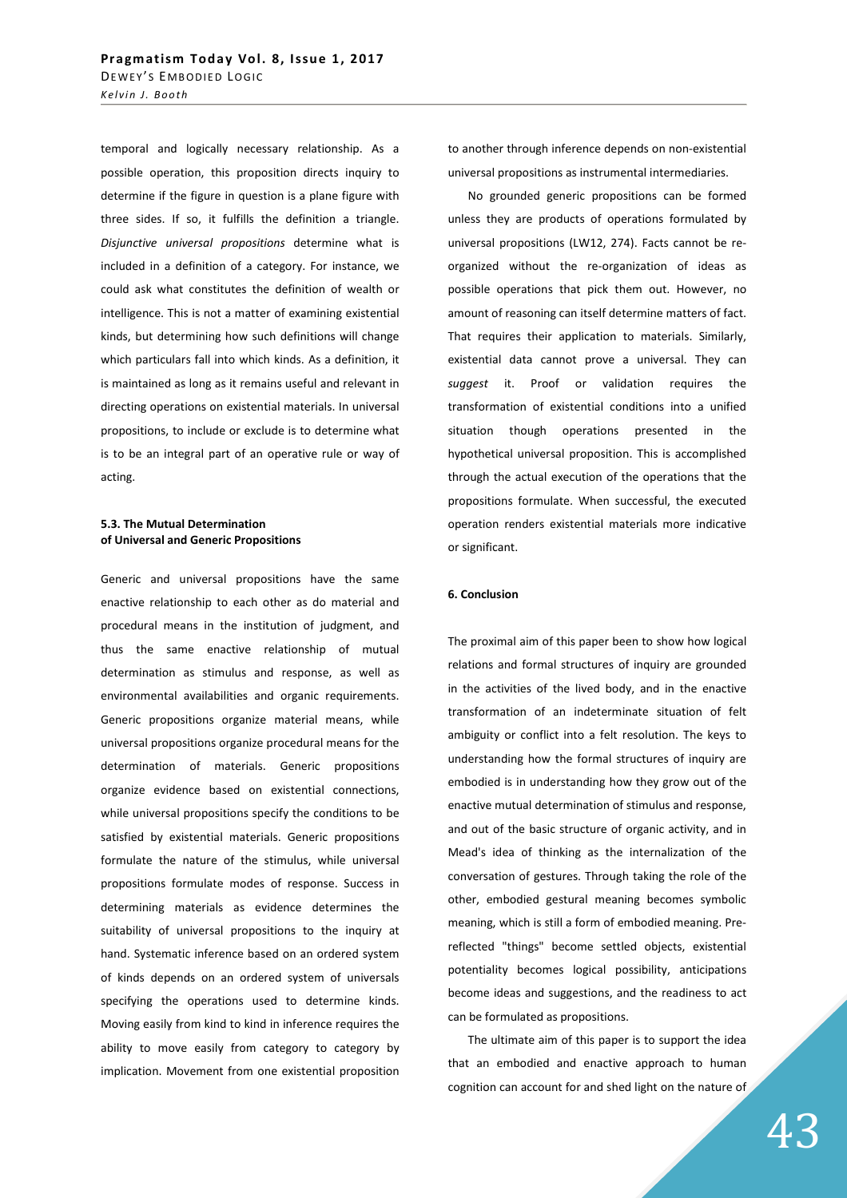temporal and logically necessary relationship. As a possible operation, this proposition directs inquiry to determine if the figure in question is a plane figure with three sides. If so, it fulfills the definition a triangle. *Disjunctive universal propositions* determine what is included in a definition of a category. For instance, we could ask what constitutes the definition of wealth or intelligence. This is not a matter of examining existential kinds, but determining how such definitions will change which particulars fall into which kinds. As a definition, it is maintained as long as it remains useful and relevant in directing operations on existential materials. In universal propositions, to include or exclude is to determine what is to be an integral part of an operative rule or way of acting.

### 5.3. The Mutual Determination of Universal and Generic Propositions

Generic and universal propositions have the same enactive relationship to each other as do material and procedural means in the institution of judgment, and thus the same enactive relationship of mutual determination as stimulus and response, as well as environmental availabilities and organic requirements. Generic propositions organize material means, while universal propositions organize procedural means for the determination of materials. Generic propositions organize evidence based on existential connections, while universal propositions specify the conditions to be satisfied by existential materials. Generic propositions formulate the nature of the stimulus, while universal propositions formulate modes of response. Success in determining materials as evidence determines the suitability of universal propositions to the inquiry at hand. Systematic inference based on an ordered system of kinds depends on an ordered system of universals specifying the operations used to determine kinds. Moving easily from kind to kind in inference requires the ability to move easily from category to category by implication. Movement from one existential proposition to another through inference depends on non-existential universal propositions as instrumental intermediaries.

No grounded generic propositions can be formed unless they are products of operations formulated by universal propositions (LW12, 274). Facts cannot be re-organized without the re-organization of ideas as possible operations that pick them out. However, no amount of reasoning can itself determine matters of fact. That requires their application to materials. Similarly, existential data cannot prove a universal. They can *suggest* it. Proof or validation requires the transformation of existential conditions into a unified situation though operations presented in the hypothetical universal proposition. This is accomplished through the actual execution of the operations that the propositions formulate. When successful, the executed operation renders existential materials more indicative or significant.

## 6. Conclusion

The proximal aim of this paper been to show how logical relations and formal structures of inquiry are grounded in the activities of the lived body, and in the enactive transformation of an indeterminate situation of felt ambiguity or conflict into a felt resolution. The keys to understanding how the formal structures of inquiry are embodied is in understanding how they grow out of the enactive mutual determination of stimulus and response, and out of the basic structure of organic activity, and in Mead's idea of thinking as the internalization of the conversation of gestures. Through taking the role of the other, embodied gestural meaning becomes symbolic meaning, which is still a form of embodied meaning. Pre-reflected "things" become settled objects, existential potentiality becomes logical possibility, anticipations become ideas and suggestions, and the readiness to act can be formulated as propositions.

The ultimate aim of this paper is to support the idea that an embodied and enactive approach to human cognition can account for and shed light on the nature of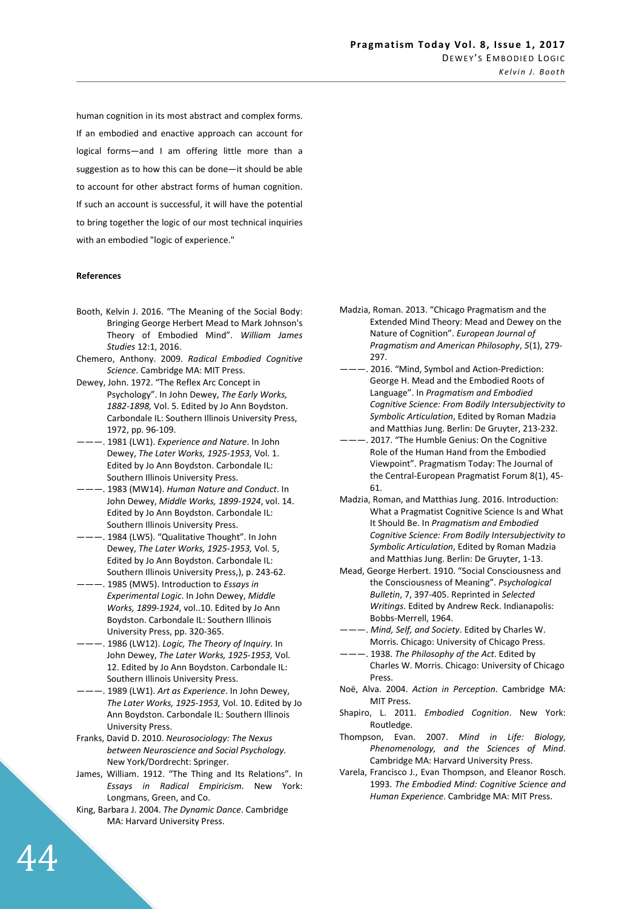human cognition in its most abstract and complex forms. If an embodied and enactive approach can account for logical forms—and I am offering little more than a suggestion as to how this can be done—it should be able to account for other abstract forms of human cognition. If such an account is successful, it will have the potential to bring together the logic of our most technical inquiries with an embodied "logic of experience."

**References**

Booth, Kelvin J. 2016. "The Meaning of the Social Body: Bringing George Herbert Mead to Mark Johnson's Theory of Embodied Mind". *William James Studies* 12:1, 2016.

Chemero, Anthony. 2009. *Radical Embodied Cognitive Science*. Cambridge MA: MIT Press.

Dewey, John. 1972. "The Reflex Arc Concept in Psychology". In John Dewey, *The Early Works, 1882-1898,* Vol. 5. Edited by Jo Ann Boydston. Carbondale IL: Southern Illinois University Press, 1972, pp. 96-109.

———. 1981 (LW1). *Experience and Nature*. In John Dewey, *The Later Works, 1925-1953,* Vol. 1. Edited by Jo Ann Boydston. Carbondale IL: Southern Illinois University Press.

———. 1983 (MW14). *Human Nature and Conduct*. In John Dewey, *Middle Works, 1899-1924*, vol. 14. Edited by Jo Ann Boydston. Carbondale IL: Southern Illinois University Press.

———. 1984 (LW5). "Qualitative Thought". In John Dewey, *The Later Works, 1925-1953,* Vol. 5, Edited by Jo Ann Boydston. Carbondale IL: Southern Illinois University Press,), p. 243-62.

———. 1985 (MW5). Introduction to *Essays in Experimental Logic*. In John Dewey, *Middle Works, 1899-1924*, vol..10. Edited by Jo Ann Boydston. Carbondale IL: Southern Illinois University Press, pp. 320-365.

———. 1986 (LW12). *Logic, The Theory of Inquiry.* In John Dewey, *The Later Works, 1925-1953,* Vol. 12. Edited by Jo Ann Boydston. Carbondale IL: Southern Illinois University Press.

———. 1989 (LW1). *Art as Experience*. In John Dewey, *The Later Works, 1925-1953,* Vol. 10. Edited by Jo Ann Boydston. Carbondale IL: Southern Illinois University Press.

Franks, David D. 2010. *Neurosociology: The Nexus between Neuroscience and Social Psychology.* New York/Dordrecht: Springer.

James, William. 1912. "The Thing and Its Relations". In *Essays in Radical Empiricism*. New York: Longmans, Green, and Co.

King, Barbara J. 2004. *The Dynamic Dance*. Cambridge MA: Harvard University Press.

Madzia, Roman. 2013. "Chicago Pragmatism and the Extended Mind Theory: Mead and Dewey on the Nature of Cognition". *European Journal of Pragmatism and American Philosophy*, *5*(1), 279-297.

———. 2016. "Mind, Symbol and Action-Prediction: George H. Mead and the Embodied Roots of Language". In *Pragmatism and Embodied Cognitive Science: From Bodily Intersubjectivity to Symbolic Articulation*, Edited by Roman Madzia and Matthias Jung. Berlin: De Gruyter, 213-232.

———. 2017. "The Humble Genius: On the Cognitive Role of the Human Hand from the Embodied Viewpoint". Pragmatism Today: The Journal of the Central-European Pragmatist Forum 8(1), 45-61.

Madzia, Roman, and Matthias Jung. 2016. Introduction: What a Pragmatist Cognitive Science Is and What It Should Be. In *Pragmatism and Embodied Cognitive Science: From Bodily Intersubjectivity to Symbolic Articulation*, Edited by Roman Madzia and Matthias Jung. Berlin: De Gruyter, 1-13.

Mead, George Herbert. 1910. "Social Consciousness and the Consciousness of Meaning". *Psychological Bulletin*, 7, 397-405. Reprinted in *Selected Writings*. Edited by Andrew Reck. Indianapolis: Bobbs-Merrell, 1964.

———. *Mind, Self, and Society*. Edited by Charles W. Morris. Chicago: University of Chicago Press.

———. 1938. *The Philosophy of the Act*. Edited by Charles W. Morris. Chicago: University of Chicago Press.

Noë, Alva. 2004. *Action in Perception*. Cambridge MA: MIT Press.

Shapiro, L. 2011. *Embodied Cognition*. New York: Routledge.

Thompson, Evan. 2007. *Mind in Life: Biology, Phenomenology, and the Sciences of Mind*. Cambridge MA: Harvard University Press.

Varela, Francisco J., Evan Thompson, and Eleanor Rosch. 1993. *The Embodied Mind: Cognitive Science and Human Experience*. Cambridge MA: MIT Press.